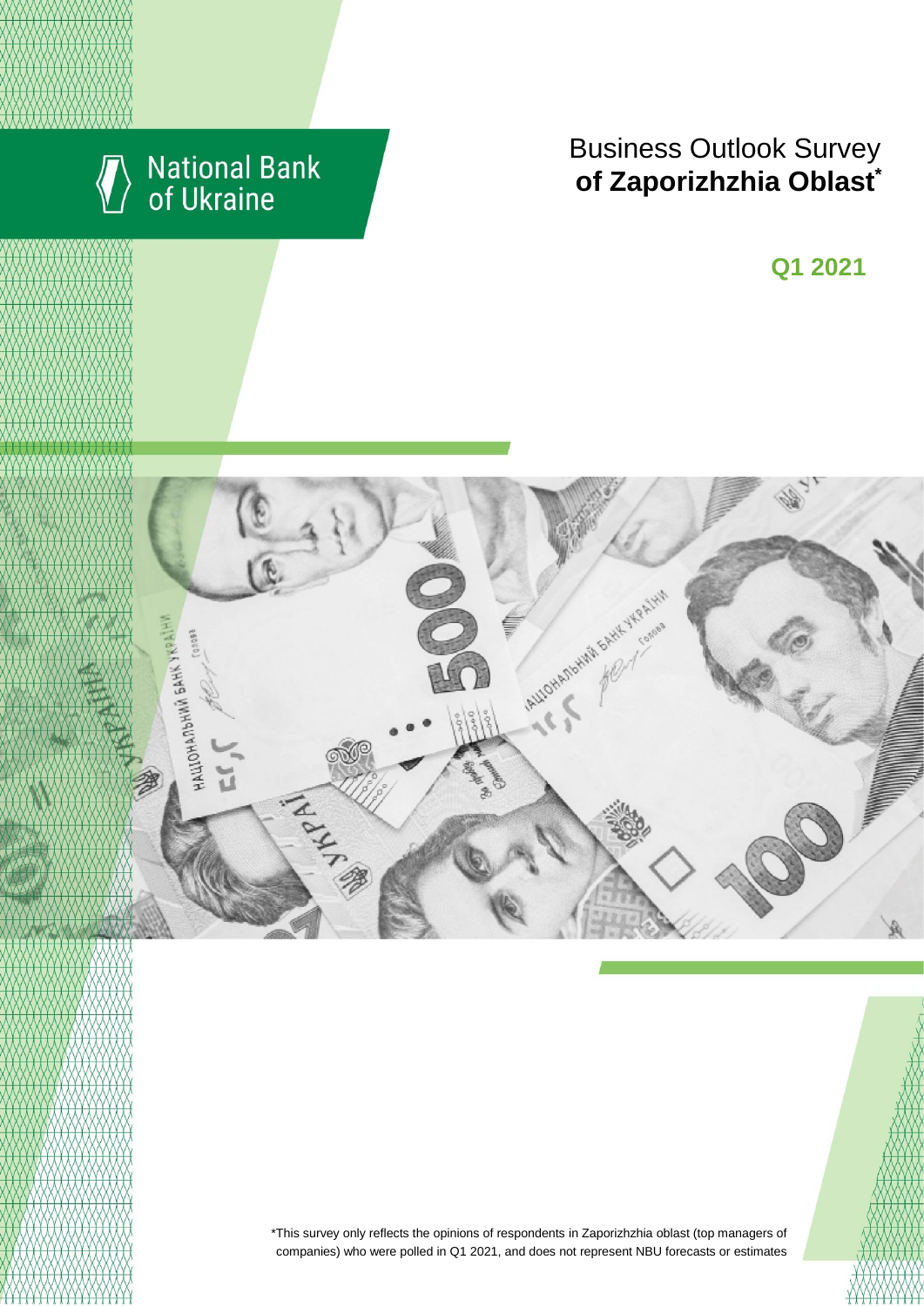National Bank of Ukraine

# Business Outlook Survey of Zaporizhzhia Oblast*

## Q1 2021

*This survey only reflects the opinions of respondents in Zaporizhzhia oblast (top managers of companies) who were polled in Q1 2021, and does not represent NBU forecasts or estimates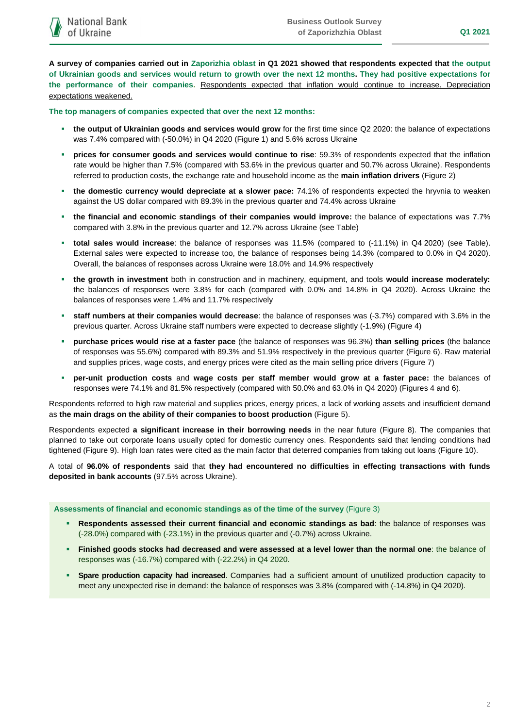**A survey of companies carried out in Zaporizhia oblast in Q1 2021 showed that respondents expected that the output of Ukrainian goods and services would return to growth over the next 12 months. They had positive expectations for the performance of their companies.** Respondents expected that inflation would continue to increase. Depreciation expectations weakened.

**The top managers of companies expected that over the next 12 months:**

- **the output of Ukrainian goods and services would grow** for the first time since Q2 2020: the balance of expectations was 7.4% compared with (-50.0%) in Q4 2020 (Figure 1) and 5.6% across Ukraine
- **prices for consumer goods and services would continue to rise**: 59.3% of respondents expected that the inflation rate would be higher than 7.5% (compared with 53.6% in the previous quarter and 50.7% across Ukraine). Respondents referred to production costs, the exchange rate and household income as the **main inflation drivers** (Figure 2)
- **the domestic currency would depreciate at a slower pace:** 74.1% of respondents expected the hryvnia to weaken against the US dollar compared with 89.3% in the previous quarter and 74.4% across Ukraine
- **the financial and economic standings of their companies would improve:** the balance of expectations was 7.7% compared with 3.8% in the previous quarter and 12.7% across Ukraine (see Table)
- **total sales would increase**: the balance of responses was 11.5% (compared to (-11.1%) in Q4 2020) (see Table). External sales were expected to increase too, the balance of responses being 14.3% (compared to 0.0% in Q4 2020). Overall, the balances of responses across Ukraine were 18.0% and 14.9% respectively
- **the growth in investment** both in construction and in machinery, equipment, and tools **would increase moderately:** the balances of responses were 3.8% for each (compared with 0.0% and 14.8% in Q4 2020). Across Ukraine the balances of responses were 1.4% and 11.7% respectively
- **staff numbers at their companies would decrease**: the balance of responses was (-3.7%) compared with 3.6% in the previous quarter. Across Ukraine staff numbers were expected to decrease slightly (-1.9%) (Figure 4)
- **purchase prices would rise at a faster pace** (the balance of responses was 96.3%) **than selling prices** (the balance of responses was 55.6%) compared with 89.3% and 51.9% respectively in the previous quarter (Figure 6). Raw material and supplies prices, wage costs, and energy prices were cited as the main selling price drivers (Figure 7)
- **per-unit production costs** and **wage costs per staff member would grow at a faster pace:** the balances of responses were 74.1% and 81.5% respectively (compared with 50.0% and 63.0% in Q4 2020) (Figures 4 and 6).

Respondents referred to high raw material and supplies prices, energy prices, a lack of working assets and insufficient demand as **the main drags on the ability of their companies to boost production** (Figure 5).

Respondents expected **a significant increase in their borrowing needs** in the near future (Figure 8). The companies that planned to take out corporate loans usually opted for domestic currency ones. Respondents said that lending conditions had tightened (Figure 9). High loan rates were cited as the main factor that deterred companies from taking out loans (Figure 10).

A total of **96.0% of respondents** said that **they had encountered no difficulties in effecting transactions with funds deposited in bank accounts** (97.5% across Ukraine).

**Assessments of financial and economic standings as of the time of the survey** (Figure 3)

- **Respondents assessed their current financial and economic standings as bad**: the balance of responses was (-28.0%) compared with (-23.1%) in the previous quarter and (-0.7%) across Ukraine.
- **Finished goods stocks had decreased and were assessed at a level lower than the normal one**: the balance of responses was (-16.7%) compared with (-22.2%) in Q4 2020.
- **Spare production capacity had increased**. Companies had a sufficient amount of unutilized production capacity to meet any unexpected rise in demand: the balance of responses was 3.8% (compared with (-14.8%) in Q4 2020).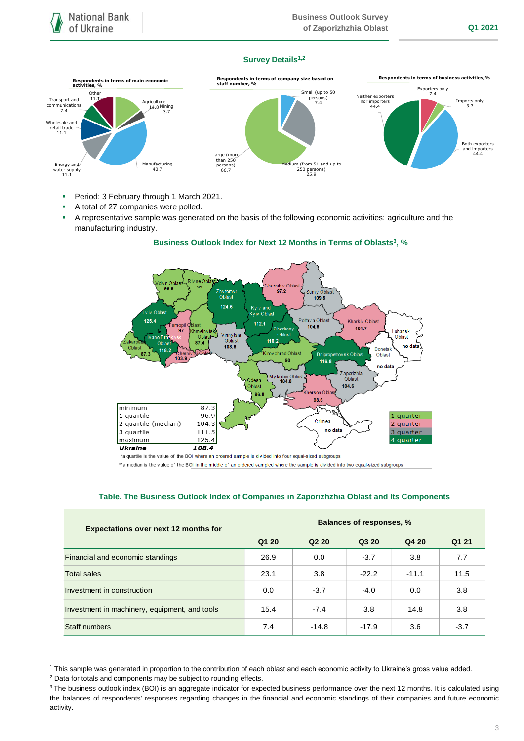## Survey Details[1,2]

**Respondents in terms of main economic activities, %**

- Agriculture 14.8
- Mining 3.7
- Manufacturing 40.7
- Energy and water supply 11.1
- Wholesale and retail trade 11.1
- Transport and communications 7.4
- Other 11.1

**Respondents in terms of company size based on staff number, %**

- Small (up to 50 persons) 7.4
- Medium (from 51 and up to 250 persons) 25.9
- Large (more than 250 persons) 66.7

**Respondents in terms of business activities, %**

- Exporters only 7.4
- Imports only 3.7
- Both exporters and importers 44.4
- Neither exporters nor importers 44.4

- Period: 3 February through 1 March 2021.
- A total of 27 companies were polled.
- A representative sample was generated on the basis of the following economic activities: agriculture and the manufacturing industry.

## Business Outlook Index for Next 12 Months in Terms of Oblasts[3], %

| Oblast | BOI |
|---|---|
| Volyn Oblast | 96.8 |
| Rivne Oblast | 93 |
| Zhytomyr Oblast | 124.6 |
| Kyiv and Kyiv Oblast | 112.1 |
| Chernihiv Oblast | 97.2 |
| Sumy Oblast | 109.8 |
| Lviv Oblast | 125.4 |
| Ternopil Oblast | 97 |
| Khmelnytskyi Oblast | 87.4 |
| Vinnytsia Oblast | 108.8 |
| Cherkasy Oblast | 116.2 |
| Poltava Oblast | 104.8 |
| Kharkiv Oblast | 101.7 |
| Luhansk Oblast | no data |
| Zakarpattia Oblast | 87.3 |
| Ivano-Frankivsk Oblast | 118.2 |
| Chernivtsi Oblast | 103.9 |
| Kirovohrad Oblast | 90 |
| Dnipropetrovsk Oblast | 116.8 |
| Donetsk Oblast | no data |
| Odesa Oblast | 96.8 |
| Mykolaiv Oblast | 104.8 |
| Zaporizhzhia Oblast | 104.6 |
| Kherson Oblast | 98.6 |
| Crimea | no data |

| | |
|---|---|
| minimum | 87.3 |
| 1 quartile | 96.9 |
| 2 quartile (median) | 104.3 |
| 3 quartile | 111.5 |
| maximum | 125.4 |
| ***Ukraine*** | ***108.4*** |

Legend: 1 quarter; 2 quarter; 3 quarter; 4 quarter

*a quartile is the value of the BOI where an ordered sample is divided into four equal-sized subgroups

**a median is the value of the BOI in the middle of an ordered sampled where the sample is divided into two equal-sized subgroups

## Table. The Business Outlook Index of Companies in Zaporizhzhia Oblast and Its Components

| Expectations over next 12 months for | Balances of responses, % | | | | |
|---|---|---|---|---|---|
| | Q1 20 | Q2 20 | Q3 20 | Q4 20 | Q1 21 |
| Financial and economic standings | 26.9 | 0.0 | -3.7 | 3.8 | 7.7 |
| Total sales | 23.1 | 3.8 | -22.2 | -11.1 | 11.5 |
| Investment in construction | 0.0 | -3.7 | -4.0 | 0.0 | 3.8 |
| Investment in machinery, equipment, and tools | 15.4 | -7.4 | 3.8 | 14.8 | 3.8 |
| Staff numbers | 7.4 | -14.8 | -17.9 | 3.6 | -3.7 |

---

[1] This sample was generated in proportion to the contribution of each oblast and each economic activity to Ukraine's gross value added.

[2] Data for totals and components may be subject to rounding effects.

[3] The business outlook index (BOI) is an aggregate indicator for expected business performance over the next 12 months. It is calculated using the balances of respondents' responses regarding changes in the financial and economic standings of their companies and future economic activity.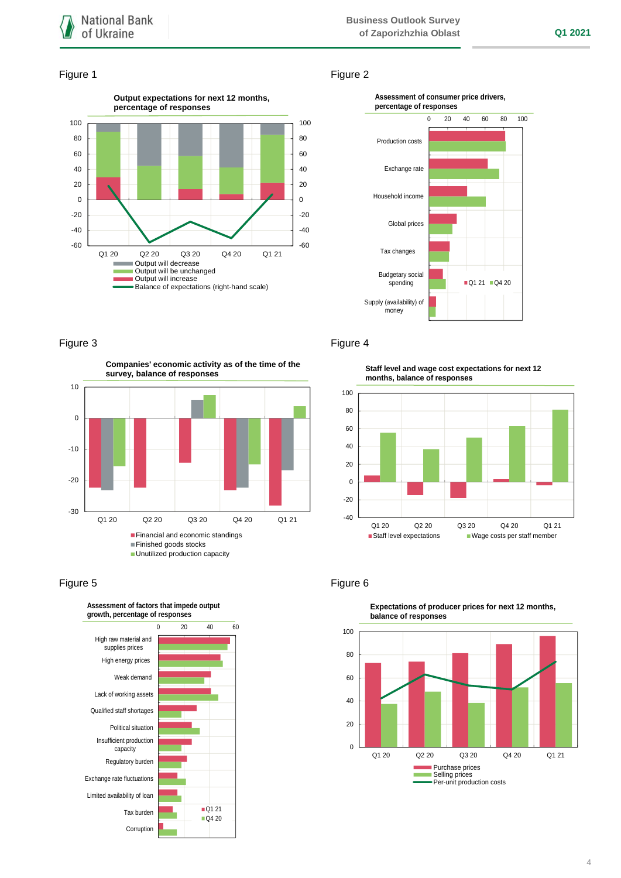Figure 1

**Output expectations for next 12 months, percentage of responses**

- Output will decrease
- Output will be unchanged
- Output will increase
- Balance of expectations (right-hand scale)

Figure 2

**Assessment of consumer price drivers, percentage of responses**

Production costs; Exchange rate; Household income; Global prices; Tax changes; Budgetary social spending; Supply (availability) of money

Q1 21 Q4 20

Figure 3

**Companies' economic activity as of the time of the survey, balance of responses**

- Financial and economic standings
- Finished goods stocks
- Unutilized production capacity

Figure 4

**Staff level and wage cost expectations for next 12 months, balance of responses**

- Staff level expectations
- Wage costs per staff member

Figure 5

**Assessment of factors that impede output growth, percentage of responses**

High raw material and supplies prices; High energy prices; Weak demand; Lack of working assets; Qualified staff shortages; Political situation; Insufficient production capacity; Regulatory burden; Exchange rate fluctuations; Limited availability of loan; Tax burden; Corruption

Q1 21 Q4 20

Figure 6

**Expectations of producer prices for next 12 months, balance of responses**

- Purchase prices
- Selling prices
- Per-unit production costs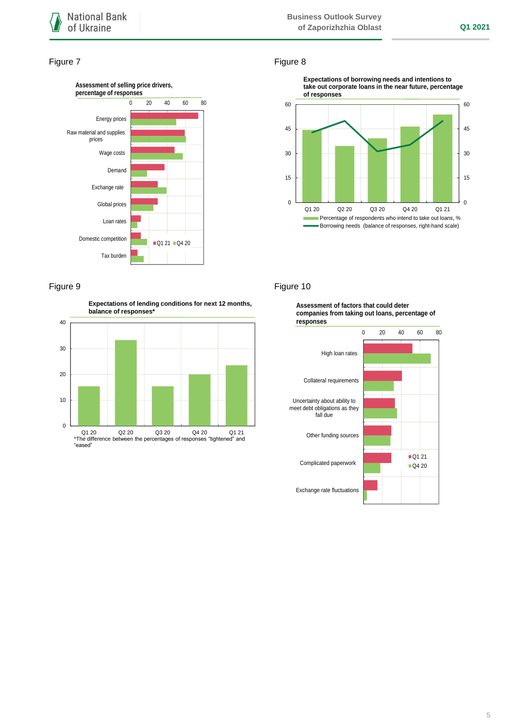Figure 7

**Assessment of selling price drivers, percentage of responses**

0 20 40 60 80

Energy prices

Raw material and supplies prices

Wage costs

Demand

Exchange rate

Global prices

Loan rates

Domestic competition

Tax burden

Q1 21 Q4 20

Figure 8

**Expectations of borrowing needs and intentions to take out corporate loans in the near future, percentage of responses**

60 45 30 15 0

Q1 20 Q2 20 Q3 20 Q4 20 Q1 21

Percentage of respondents who intend to take out loans, %

Borrowing needs (balance of responses, right-hand scale)

Figure 9

**Expectations of lending conditions for next 12 months, balance of responses***

40 30 20 10 0

Q1 20 Q2 20 Q3 20 Q4 20 Q1 21

*The difference between the percentages of responses "tightened" and "eased"

Figure 10

**Assessment of factors that could deter companies from taking out loans, percentage of responses**

0 20 40 60 80

High loan rates

Collateral requirements

Uncertainty about ability to meet debt obligations as they fall due

Other funding sources

Complicated paperwork

Exchange rate fluctuations

Q1 21

Q4 20